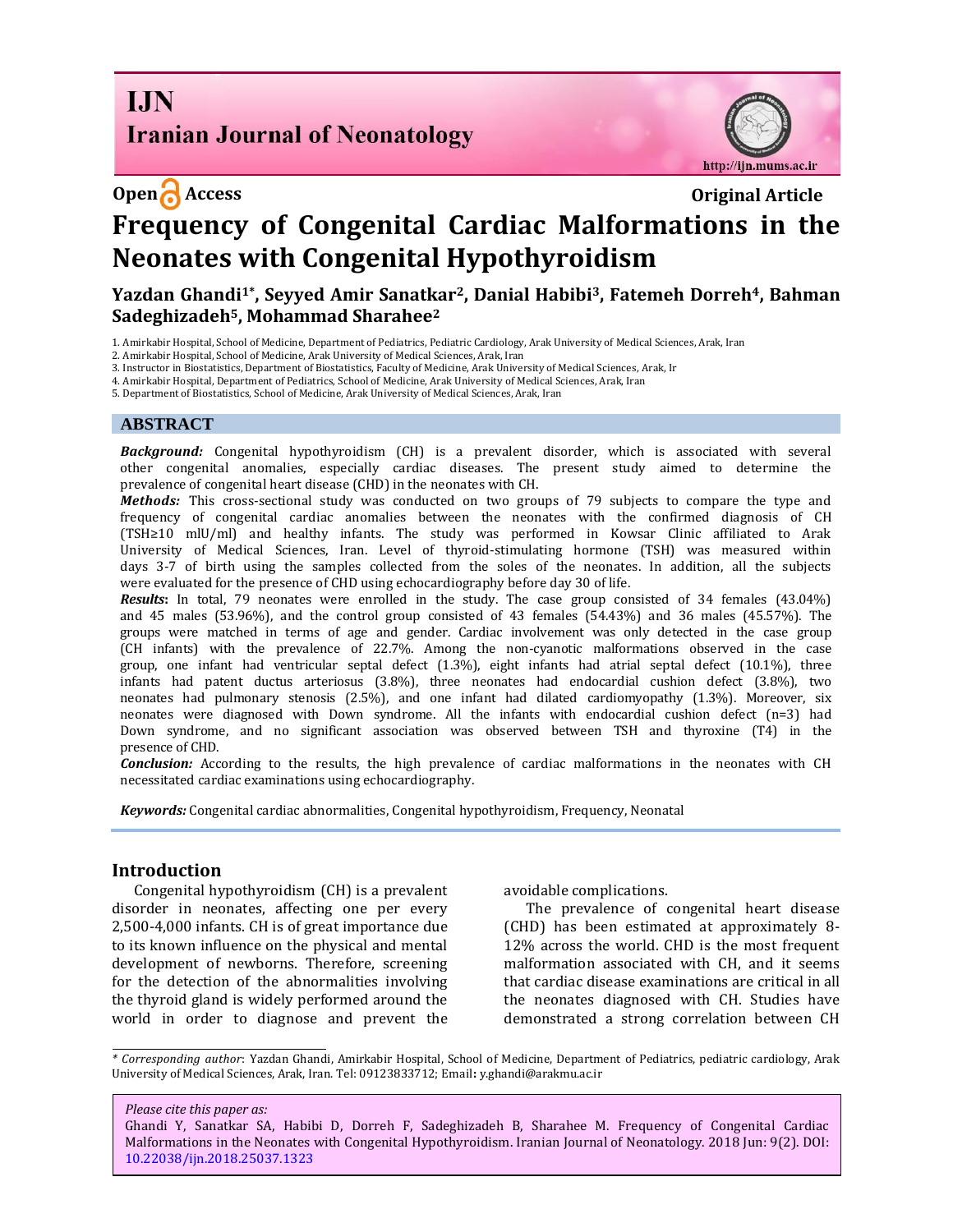IJN
Iranian Journal of Neonatology

Open Access

Original Article

# Frequency of Congenital Cardiac Malformations in the Neonates with Congenital Hypothyroidism

**Yazdan Ghandi[1*], Seyyed Amir Sanatkar[2], Danial Habibi[3], Fatemeh Dorreh[4], Bahman Sadeghizadeh[5], Mohammad Sharahee[2]**

1. Amirkabir Hospital, School of Medicine, Department of Pediatrics, Pediatric Cardiology, Arak University of Medical Sciences, Arak, Iran
2. Amirkabir Hospital, School of Medicine, Arak University of Medical Sciences, Arak, Iran
3. Instructor in Biostatistics, Department of Biostatistics, Faculty of Medicine, Arak University of Medical Sciences, Arak, Ir
4. Amirkabir Hospital, Department of Pediatrics, School of Medicine, Arak University of Medical Sciences, Arak, Iran
5. Department of Biostatistics, School of Medicine, Arak University of Medical Sciences, Arak, Iran

## ABSTRACT

***Background:*** Congenital hypothyroidism (CH) is a prevalent disorder, which is associated with several other congenital anomalies, especially cardiac diseases. The present study aimed to determine the prevalence of congenital heart disease (CHD) in the neonates with CH.

***Methods:*** This cross-sectional study was conducted on two groups of 79 subjects to compare the type and frequency of congenital cardiac anomalies between the neonates with the confirmed diagnosis of CH (TSH≥10 mlU/ml) and healthy infants. The study was performed in Kowsar Clinic affiliated to Arak University of Medical Sciences, Iran. Level of thyroid-stimulating hormone (TSH) was measured within days 3-7 of birth using the samples collected from the soles of the neonates. In addition, all the subjects were evaluated for the presence of CHD using echocardiography before day 30 of life.

***Results*:** In total, 79 neonates were enrolled in the study. The case group consisted of 34 females (43.04%) and 45 males (53.96%), and the control group consisted of 43 females (54.43%) and 36 males (45.57%). The groups were matched in terms of age and gender. Cardiac involvement was only detected in the case group (CH infants) with the prevalence of 22.7%. Among the non-cyanotic malformations observed in the case group, one infant had ventricular septal defect (1.3%), eight infants had atrial septal defect (10.1%), three infants had patent ductus arteriosus (3.8%), three neonates had endocardial cushion defect (3.8%), two neonates had pulmonary stenosis (2.5%), and one infant had dilated cardiomyopathy (1.3%). Moreover, six neonates were diagnosed with Down syndrome. All the infants with endocardial cushion defect (n=3) had Down syndrome, and no significant association was observed between TSH and thyroxine (T4) in the presence of CHD.

***Conclusion:*** According to the results, the high prevalence of cardiac malformations in the neonates with CH necessitated cardiac examinations using echocardiography.

***Keywords:*** Congenital cardiac abnormalities, Congenital hypothyroidism, Frequency, Neonatal

## Introduction

Congenital hypothyroidism (CH) is a prevalent disorder in neonates, affecting one per every 2,500-4,000 infants. CH is of great importance due to its known influence on the physical and mental development of newborns. Therefore, screening for the detection of the abnormalities involving the thyroid gland is widely performed around the world in order to diagnose and prevent the avoidable complications.

The prevalence of congenital heart disease (CHD) has been estimated at approximately 8-12% across the world. CHD is the most frequent malformation associated with CH, and it seems that cardiac disease examinations are critical in all the neonates diagnosed with CH. Studies have demonstrated a strong correlation between CH

---

*\* Corresponding author*: Yazdan Ghandi, Amirkabir Hospital, School of Medicine, Department of Pediatrics, pediatric cardiology, Arak University of Medical Sciences, Arak, Iran. Tel: 09123833712; Email**:** y.ghandi@arakmu.ac.ir

*Please cite this paper as:*
Ghandi Y, Sanatkar SA, Habibi D, Dorreh F, Sadeghizadeh B, Sharahee M. Frequency of Congenital Cardiac Malformations in the Neonates with Congenital Hypothyroidism. Iranian Journal of Neonatology. 2018 Jun: 9(2). DOI: 10.22038/ijn.2018.25037.1323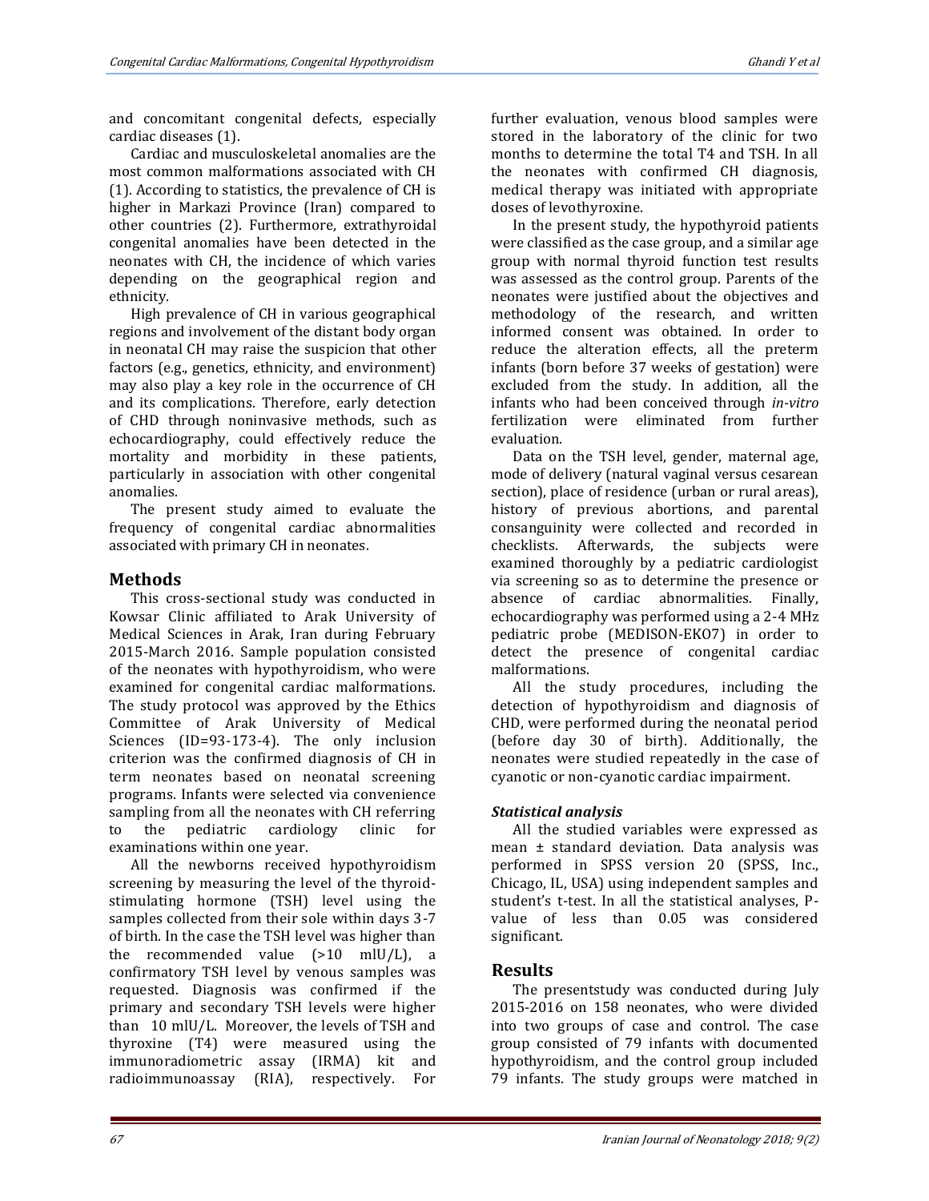and concomitant congenital defects, especially cardiac diseases (1).

Cardiac and musculoskeletal anomalies are the most common malformations associated with CH (1). According to statistics, the prevalence of CH is higher in Markazi Province (Iran) compared to other countries (2). Furthermore, extrathyroidal congenital anomalies have been detected in the neonates with CH, the incidence of which varies depending on the geographical region and ethnicity.

High prevalence of CH in various geographical regions and involvement of the distant body organ in neonatal CH may raise the suspicion that other factors (e.g., genetics, ethnicity, and environment) may also play a key role in the occurrence of CH and its complications. Therefore, early detection of CHD through noninvasive methods, such as echocardiography, could effectively reduce the mortality and morbidity in these patients, particularly in association with other congenital anomalies.

The present study aimed to evaluate the frequency of congenital cardiac abnormalities associated with primary CH in neonates.

## Methods

This cross-sectional study was conducted in Kowsar Clinic affiliated to Arak University of Medical Sciences in Arak, Iran during February 2015-March 2016. Sample population consisted of the neonates with hypothyroidism, who were examined for congenital cardiac malformations. The study protocol was approved by the Ethics Committee of Arak University of Medical Sciences (ID=93-173-4). The only inclusion criterion was the confirmed diagnosis of CH in term neonates based on neonatal screening programs. Infants were selected via convenience sampling from all the neonates with CH referring to the pediatric cardiology clinic for examinations within one year.

All the newborns received hypothyroidism screening by measuring the level of the thyroid-stimulating hormone (TSH) level using the samples collected from their sole within days 3-7 of birth. In the case the TSH level was higher than the recommended value (>10 mlU/L), a confirmatory TSH level by venous samples was requested. Diagnosis was confirmed if the primary and secondary TSH levels were higher than 10 mlU/L. Moreover, the levels of TSH and thyroxine (T4) were measured using the immunoradiometric assay (IRMA) kit and radioimmunoassay (RIA), respectively. For further evaluation, venous blood samples were stored in the laboratory of the clinic for two months to determine the total T4 and TSH. In all the neonates with confirmed CH diagnosis, medical therapy was initiated with appropriate doses of levothyroxine.

In the present study, the hypothyroid patients were classified as the case group, and a similar age group with normal thyroid function test results was assessed as the control group. Parents of the neonates were justified about the objectives and methodology of the research, and written informed consent was obtained. In order to reduce the alteration effects, all the preterm infants (born before 37 weeks of gestation) were excluded from the study. In addition, all the infants who had been conceived through *in-vitro* fertilization were eliminated from further evaluation.

Data on the TSH level, gender, maternal age, mode of delivery (natural vaginal versus cesarean section), place of residence (urban or rural areas), history of previous abortions, and parental consanguinity were collected and recorded in checklists. Afterwards, the subjects were examined thoroughly by a pediatric cardiologist via screening so as to determine the presence or absence of cardiac abnormalities. Finally, echocardiography was performed using a 2-4 MHz pediatric probe (MEDISON-EKO7) in order to detect the presence of congenital cardiac malformations.

All the study procedures, including the detection of hypothyroidism and diagnosis of CHD, were performed during the neonatal period (before day 30 of birth). Additionally, the neonates were studied repeatedly in the case of cyanotic or non-cyanotic cardiac impairment.

### *Statistical analysis*

All the studied variables were expressed as mean ± standard deviation. Data analysis was performed in SPSS version 20 (SPSS, Inc., Chicago, IL, USA) using independent samples and student's t-test. In all the statistical analyses, P-value of less than 0.05 was considered significant.

## Results

The presentstudy was conducted during July 2015-2016 on 158 neonates, who were divided into two groups of case and control. The case group consisted of 79 infants with documented hypothyroidism, and the control group included 79 infants. The study groups were matched in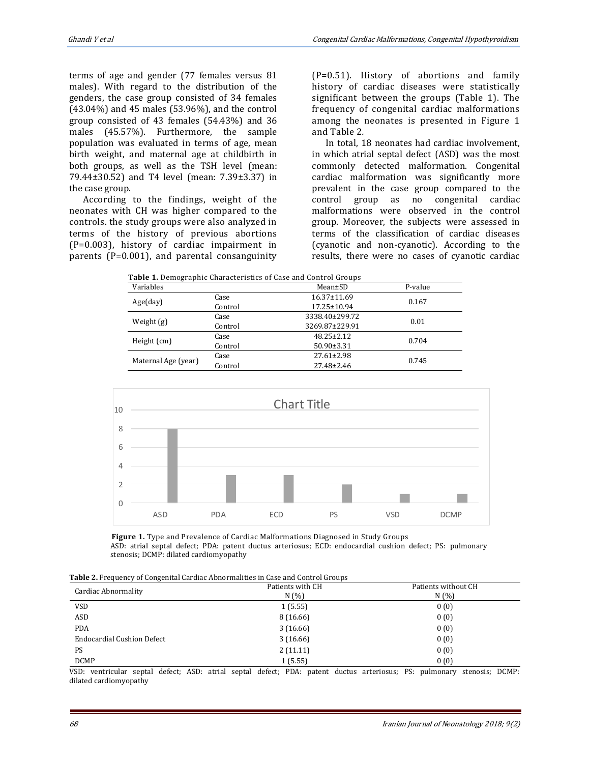terms of age and gender (77 females versus 81 males). With regard to the distribution of the genders, the case group consisted of 34 females (43.04%) and 45 males (53.96%), and the control group consisted of 43 females (54.43%) and 36 males (45.57%). Furthermore, the sample population was evaluated in terms of age, mean birth weight, and maternal age at childbirth in both groups, as well as the TSH level (mean: 79.44±30.52) and T4 level (mean: 7.39±3.37) in the case group.

According to the findings, weight of the neonates with CH was higher compared to the controls. the study groups were also analyzed in terms of the history of previous abortions (P=0.003), history of cardiac impairment in parents (P=0.001), and parental consanguinity (P=0.51). History of abortions and family history of cardiac diseases were statistically significant between the groups (Table 1). The frequency of congenital cardiac malformations among the neonates is presented in Figure 1 and Table 2.

In total, 18 neonates had cardiac involvement, in which atrial septal defect (ASD) was the most commonly detected malformation. Congenital cardiac malformation was significantly more prevalent in the case group compared to the control group as no congenital cardiac malformations were observed in the control group. Moreover, the subjects were assessed in terms of the classification of cardiac diseases (cyanotic and non-cyanotic). According to the results, there were no cases of cyanotic cardiac

**Table 1.** Demographic Characteristics of Case and Control Groups

| Variables | | Mean±SD | P-value |
|---|---|---|---|
| Age(day) | Case | 16.37±11.69 | 0.167 |
| | Control | 17.25±10.94 | |
| Weight (g) | Case | 3338.40±299.72 | 0.01 |
| | Control | 3269.87±229.91 | |
| Height (cm) | Case | 48.25±2.12 | 0.704 |
| | Control | 50.90±3.31 | |
| Maternal Age (year) | Case | 27.61±2.98 | 0.745 |
| | Control | 27.48±2.46 | |

Chart Title

| | ASD | PDA | ECD | PS | VSD | DCMP |
|---|---|---|---|---|---|---|
| Value | 8 | 3 | 3 | 2 | 1 | 1 |

**Figure 1.** Type and Prevalence of Cardiac Malformations Diagnosed in Study Groups
ASD: atrial septal defect; PDA: patent ductus arteriosus; ECD: endocardial cushion defect; PS: pulmonary stenosis; DCMP: dilated cardiomyopathy

**Table 2.** Frequency of Congenital Cardiac Abnormalities in Case and Control Groups

| Cardiac Abnormality | Patients with CH N (%) | Patients without CH N (%) |
|---|---|---|
| VSD | 1 (5.55) | 0 (0) |
| ASD | 8 (16.66) | 0 (0) |
| PDA | 3 (16.66) | 0 (0) |
| Endocardial Cushion Defect | 3 (16.66) | 0 (0) |
| PS | 2 (11.11) | 0 (0) |
| DCMP | 1 (5.55) | 0 (0) |

VSD: ventricular septal defect; ASD: atrial septal defect; PDA: patent ductus arteriosus; PS: pulmonary stenosis; DCMP: dilated cardiomyopathy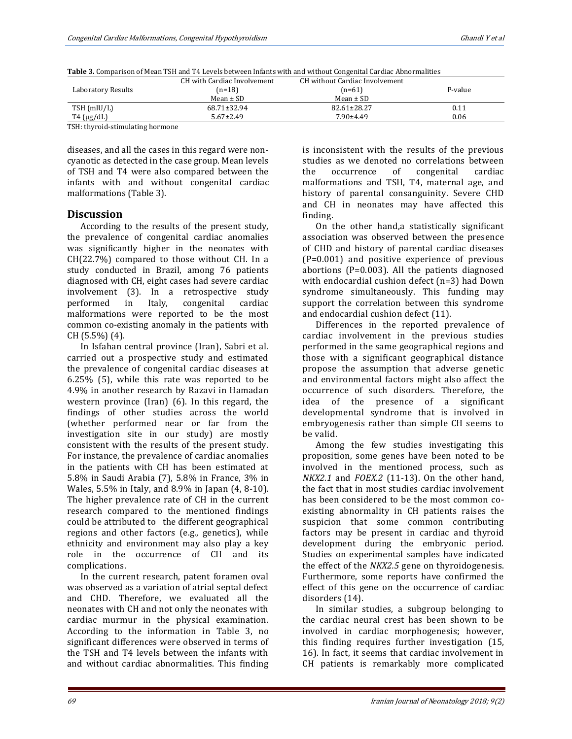**Table 3.** Comparison of Mean TSH and T4 Levels between Infants with and without Congenital Cardiac Abnormalities

| Laboratory Results | CH with Cardiac Involvement (n=18) Mean ± SD | CH without Cardiac Involvement (n=61) Mean ± SD | P-value |
|---|---|---|---|
| TSH (mlU/L) | 68.71±32.94 | 82.61±28.27 | 0.11 |
| T4 (µg/dL) | 5.67±2.49 | 7.90±4.49 | 0.06 |

TSH: thyroid-stimulating hormone

diseases, and all the cases in this regard were non-cyanotic as detected in the case group. Mean levels of TSH and T4 were also compared between the infants with and without congenital cardiac malformations (Table 3).

## Discussion

According to the results of the present study, the prevalence of congenital cardiac anomalies was significantly higher in the neonates with CH(22.7%) compared to those without CH. In a study conducted in Brazil, among 76 patients diagnosed with CH, eight cases had severe cardiac involvement (3). In a retrospective study performed in Italy, congenital cardiac malformations were reported to be the most common co-existing anomaly in the patients with CH (5.5%) (4).

In Isfahan central province (Iran), Sabri et al. carried out a prospective study and estimated the prevalence of congenital cardiac diseases at 6.25% (5), while this rate was reported to be 4.9% in another research by Razavi in Hamadan western province (Iran) (6). In this regard, the findings of other studies across the world (whether performed near or far from the investigation site in our study) are mostly consistent with the results of the present study. For instance, the prevalence of cardiac anomalies in the patients with CH has been estimated at 5.8% in Saudi Arabia (7), 5.8% in France, 3% in Wales, 5.5% in Italy, and 8.9% in Japan (4, 8-10). The higher prevalence rate of CH in the current research compared to the mentioned findings could be attributed to the different geographical regions and other factors (e.g., genetics), while ethnicity and environment may also play a key role in the occurrence of CH and its complications.

In the current research, patent foramen oval was observed as a variation of atrial septal defect and CHD. Therefore, we evaluated all the neonates with CH and not only the neonates with cardiac murmur in the physical examination. According to the information in Table 3, no significant differences were observed in terms of the TSH and T4 levels between the infants with and without cardiac abnormalities. This finding is inconsistent with the results of the previous studies as we denoted no correlations between the occurrence of congenital cardiac malformations and TSH, T4, maternal age, and history of parental consanguinity. Severe CHD and CH in neonates may have affected this finding.

On the other hand,a statistically significant association was observed between the presence of CHD and history of parental cardiac diseases (P=0.001) and positive experience of previous abortions (P=0.003). All the patients diagnosed with endocardial cushion defect (n=3) had Down syndrome simultaneously. This funding may support the correlation between this syndrome and endocardial cushion defect (11).

Differences in the reported prevalence of cardiac involvement in the previous studies performed in the same geographical regions and those with a significant geographical distance propose the assumption that adverse genetic and environmental factors might also affect the occurrence of such disorders. Therefore, the idea of the presence of a significant developmental syndrome that is involved in embryogenesis rather than simple CH seems to be valid.

Among the few studies investigating this proposition, some genes have been noted to be involved in the mentioned process, such as *NKX2.1* and *FOEX.2* (11-13). On the other hand, the fact that in most studies cardiac involvement has been considered to be the most common co-existing abnormality in CH patients raises the suspicion that some common contributing factors may be present in cardiac and thyroid development during the embryonic period. Studies on experimental samples have indicated the effect of the *NKX2.5* gene on thyroidogenesis. Furthermore, some reports have confirmed the effect of this gene on the occurrence of cardiac disorders (14).

In similar studies, a subgroup belonging to the cardiac neural crest has been shown to be involved in cardiac morphogenesis; however, this finding requires further investigation (15, 16). In fact, it seems that cardiac involvement in CH patients is remarkably more complicated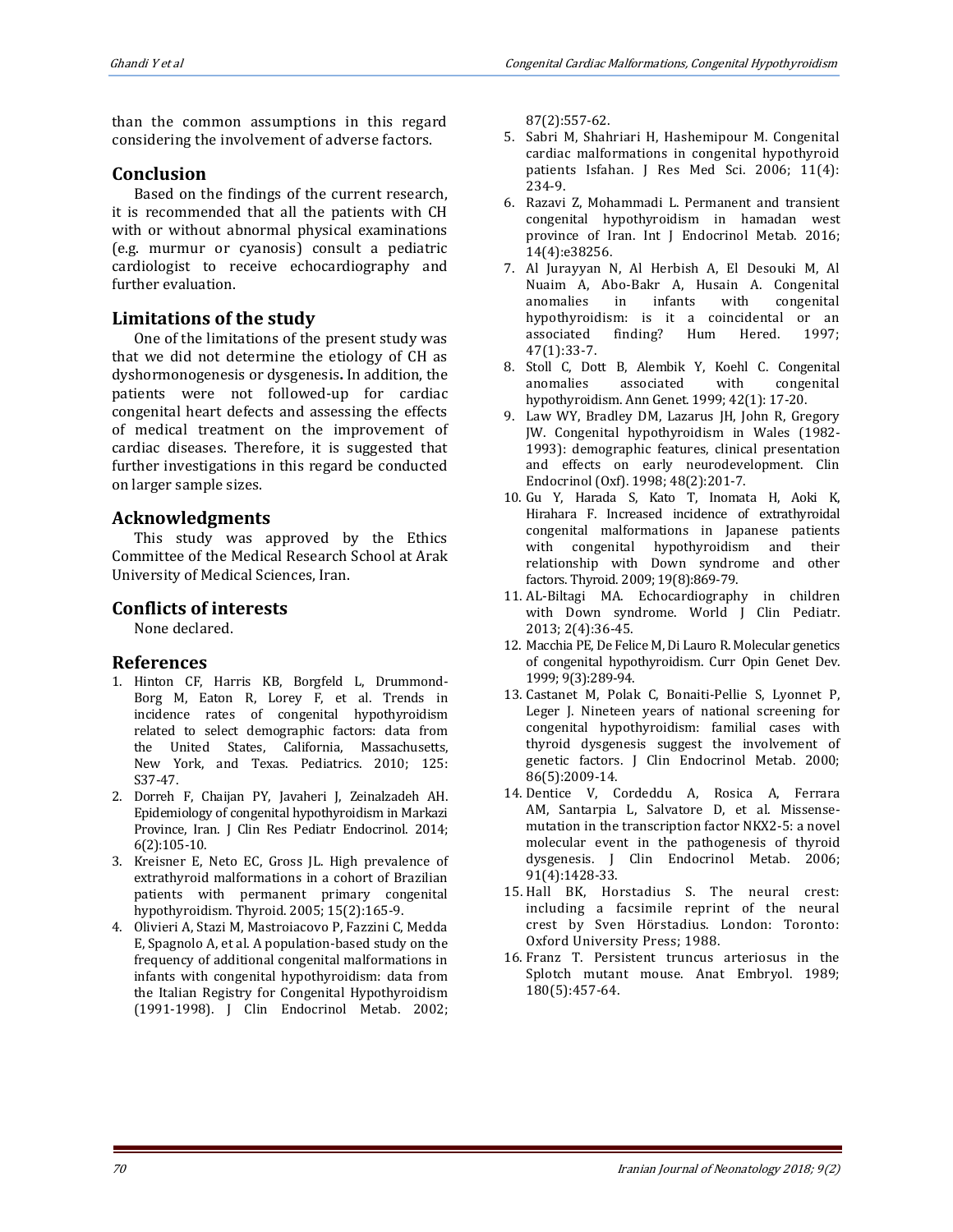than the common assumptions in this regard considering the involvement of adverse factors.

## Conclusion

Based on the findings of the current research, it is recommended that all the patients with CH with or without abnormal physical examinations (e.g. murmur or cyanosis) consult a pediatric cardiologist to receive echocardiography and further evaluation.

## Limitations of the study

One of the limitations of the present study was that we did not determine the etiology of CH as dyshormonogenesis or dysgenesis**.** In addition, the patients were not followed-up for cardiac congenital heart defects and assessing the effects of medical treatment on the improvement of cardiac diseases. Therefore, it is suggested that further investigations in this regard be conducted on larger sample sizes.

## Acknowledgments

This study was approved by the Ethics Committee of the Medical Research School at Arak University of Medical Sciences, Iran.

## Conflicts of interests

None declared.

## References

1. Hinton CF, Harris KB, Borgfeld L, Drummond-Borg M, Eaton R, Lorey F, et al. Trends in incidence rates of congenital hypothyroidism related to select demographic factors: data from the United States, California, Massachusetts, New York, and Texas. Pediatrics. 2010; 125: S37-47.
2. Dorreh F, Chaijan PY, Javaheri J, Zeinalzadeh AH. Epidemiology of congenital hypothyroidism in Markazi Province, Iran. J Clin Res Pediatr Endocrinol. 2014; 6(2):105-10.
3. Kreisner E, Neto EC, Gross JL. High prevalence of extrathyroid malformations in a cohort of Brazilian patients with permanent primary congenital hypothyroidism. Thyroid. 2005; 15(2):165-9.
4. Olivieri A, Stazi M, Mastroiacovo P, Fazzini C, Medda E, Spagnolo A, et al. A population-based study on the frequency of additional congenital malformations in infants with congenital hypothyroidism: data from the Italian Registry for Congenital Hypothyroidism (1991-1998). J Clin Endocrinol Metab. 2002; 87(2):557-62.
5. Sabri M, Shahriari H, Hashemipour M. Congenital cardiac malformations in congenital hypothyroid patients Isfahan. J Res Med Sci. 2006; 11(4): 234-9.
6. Razavi Z, Mohammadi L. Permanent and transient congenital hypothyroidism in hamadan west province of Iran. Int J Endocrinol Metab. 2016; 14(4):e38256.
7. Al Jurayyan N, Al Herbish A, El Desouki M, Al Nuaim A, Abo-Bakr A, Husain A. Congenital anomalies in infants with congenital hypothyroidism: is it a coincidental or an associated finding? Hum Hered. 1997; 47(1):33-7.
8. Stoll C, Dott B, Alembik Y, Koehl C. Congenital anomalies associated with congenital hypothyroidism. Ann Genet. 1999; 42(1): 17-20.
9. Law WY, Bradley DM, Lazarus JH, John R, Gregory JW. Congenital hypothyroidism in Wales (1982-1993): demographic features, clinical presentation and effects on early neurodevelopment. Clin Endocrinol (Oxf). 1998; 48(2):201-7.
10. Gu Y, Harada S, Kato T, Inomata H, Aoki K, Hirahara F. Increased incidence of extrathyroidal congenital malformations in Japanese patients with congenital hypothyroidism and their relationship with Down syndrome and other factors. Thyroid. 2009; 19(8):869-79.
11. AL-Biltagi MA. Echocardiography in children with Down syndrome. World J Clin Pediatr. 2013; 2(4):36-45.
12. Macchia PE, De Felice M, Di Lauro R. Molecular genetics of congenital hypothyroidism. Curr Opin Genet Dev. 1999; 9(3):289-94.
13. Castanet M, Polak C, Bonaiti-Pellie S, Lyonnet P, Leger J. Nineteen years of national screening for congenital hypothyroidism: familial cases with thyroid dysgenesis suggest the involvement of genetic factors. J Clin Endocrinol Metab. 2000; 86(5):2009-14.
14. Dentice V, Cordeddu A, Rosica A, Ferrara AM, Santarpia L, Salvatore D, et al. Missense-mutation in the transcription factor NKX2-5: a novel molecular event in the pathogenesis of thyroid dysgenesis. J Clin Endocrinol Metab. 2006; 91(4):1428-33.
15. Hall BK, Horstadius S. The neural crest: including a facsimile reprint of the neural crest by Sven Hörstadius. London: Toronto: Oxford University Press; 1988.
16. Franz T. Persistent truncus arteriosus in the Splotch mutant mouse. Anat Embryol. 1989; 180(5):457-64.